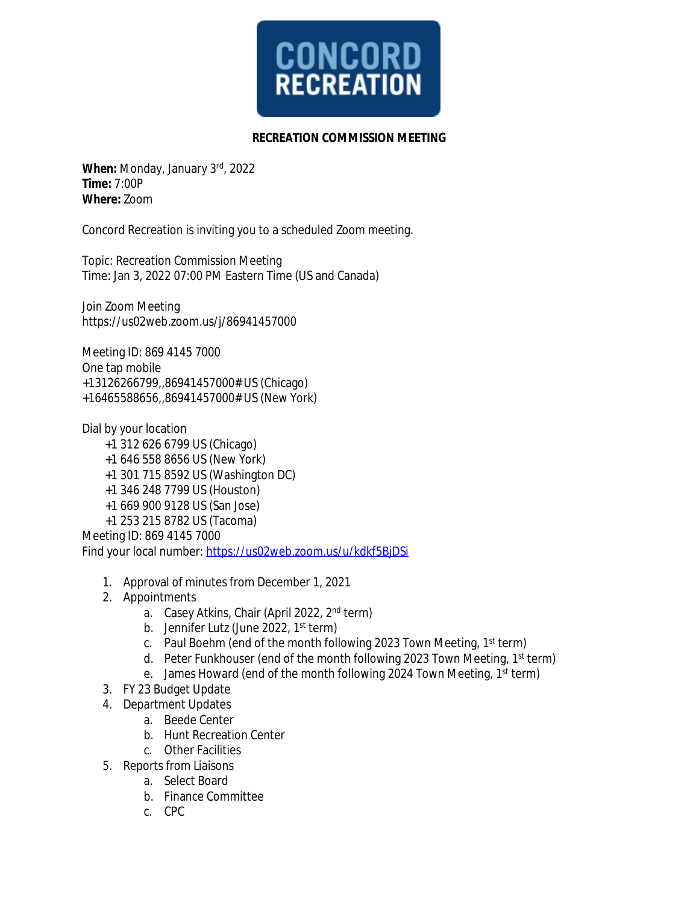CONCORD RECREATION

## RECREATION COMMISSION MEETING

**When:** Monday, January 3rd, 2022
**Time:** 7:00P
**Where:** Zoom

Concord Recreation is inviting you to a scheduled Zoom meeting.

Topic: Recreation Commission Meeting
Time: Jan 3, 2022 07:00 PM Eastern Time (US and Canada)

Join Zoom Meeting
https://us02web.zoom.us/j/86941457000

Meeting ID: 869 4145 7000
One tap mobile
+13126266799,,86941457000# US (Chicago)
+16465588656,,86941457000# US (New York)

Dial by your location
+1 312 626 6799 US (Chicago)
+1 646 558 8656 US (New York)
+1 301 715 8592 US (Washington DC)
+1 346 248 7799 US (Houston)
+1 669 900 9128 US (San Jose)
+1 253 215 8782 US (Tacoma)
Meeting ID: 869 4145 7000
Find your local number: https://us02web.zoom.us/u/kdkf5BjDSi

1. Approval of minutes from December 1, 2021
2. Appointments
   a. Casey Atkins, Chair (April 2022, 2nd term)
   b. Jennifer Lutz (June 2022, 1st term)
   c. Paul Boehm (end of the month following 2023 Town Meeting, 1st term)
   d. Peter Funkhouser (end of the month following 2023 Town Meeting, 1st term)
   e. James Howard (end of the month following 2024 Town Meeting, 1st term)
3. FY 23 Budget Update
4. Department Updates
   a. Beede Center
   b. Hunt Recreation Center
   c. Other Facilities
5. Reports from Liaisons
   a. Select Board
   b. Finance Committee
   c. CPC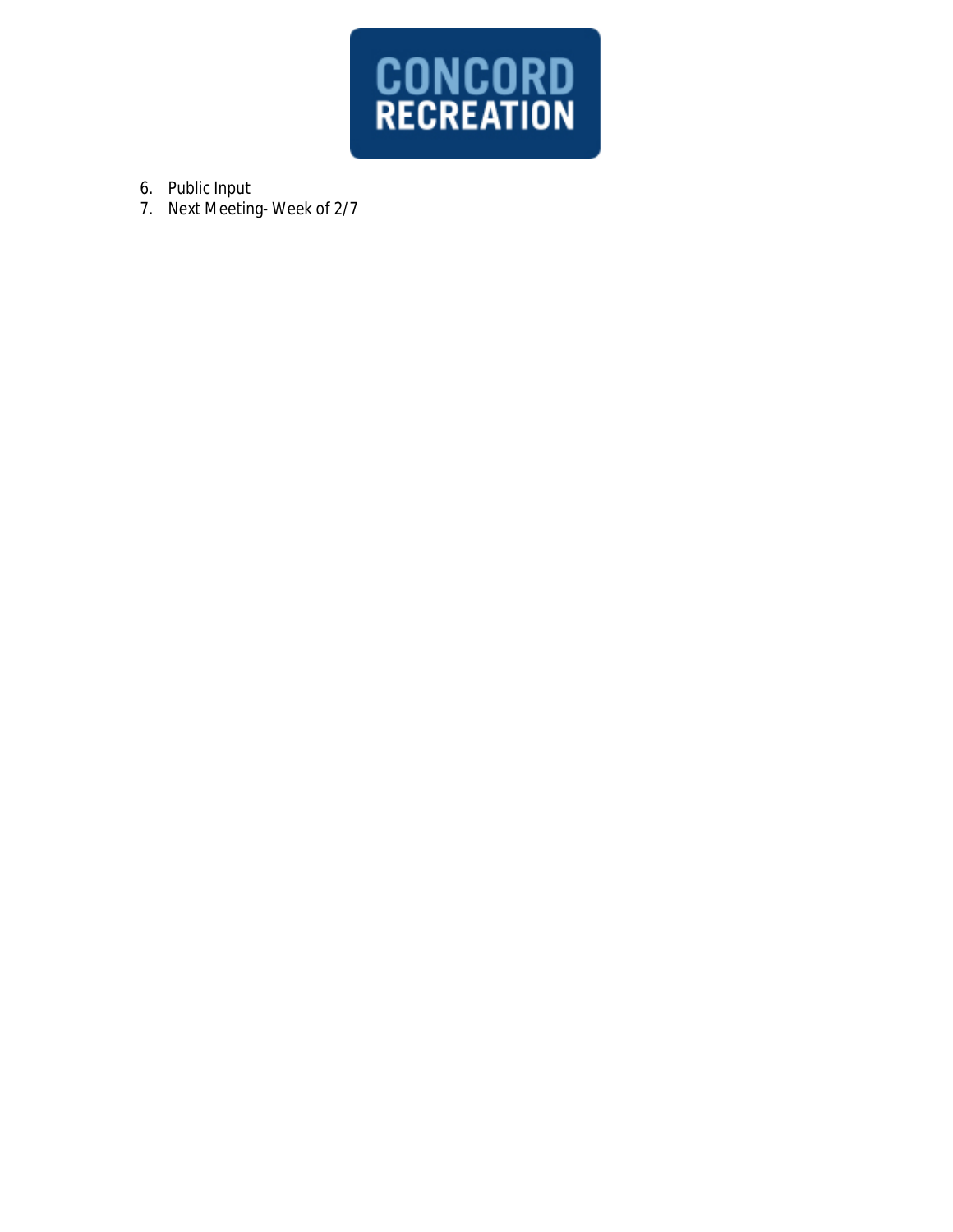6. Public Input
7. Next Meeting- Week of 2/7